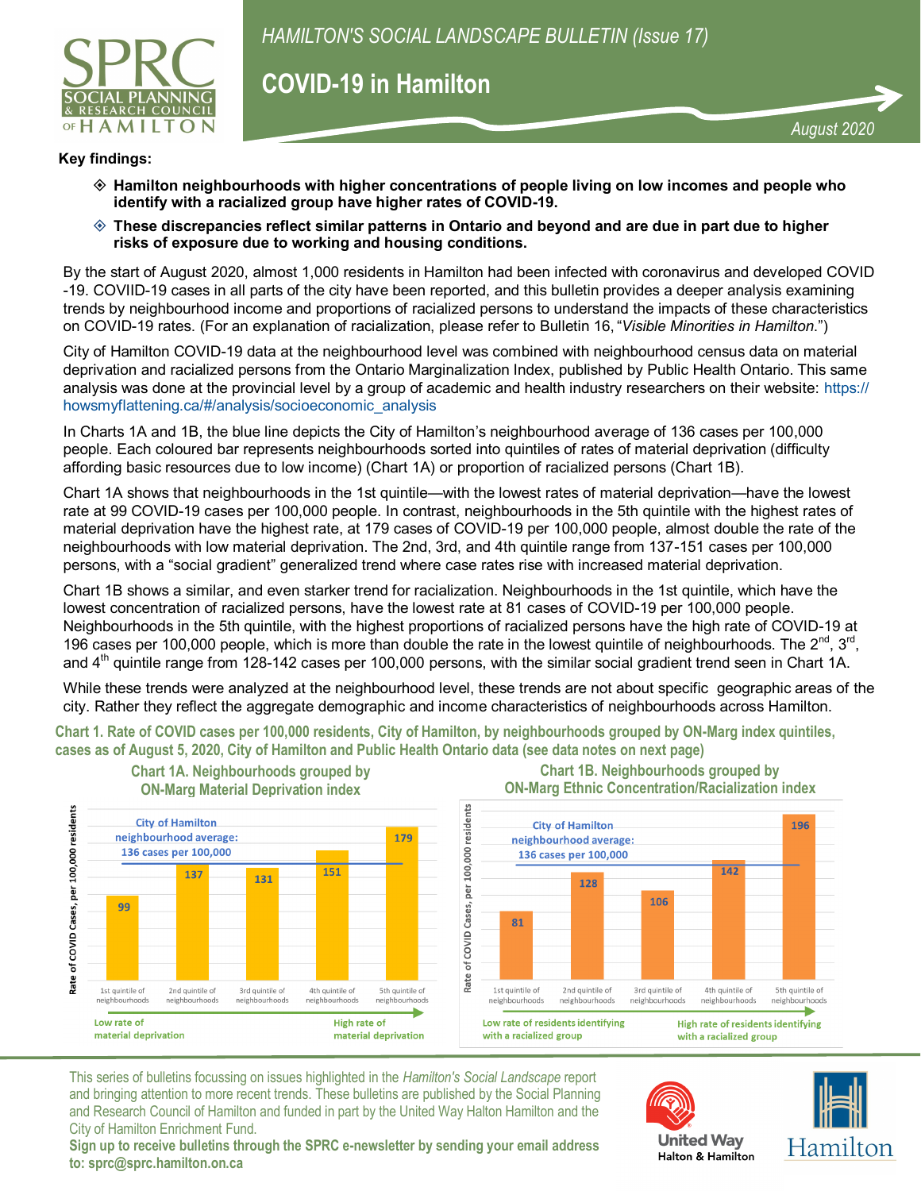*HAMILTON'S SOCIAL LANDSCAPE BULLETIN (Issue 17)*

# COVID-19 in Hamilton

*August 2020*

**Key findings:**

- **Hamilton neighbourhoods with higher concentrations of people living on low incomes and people who identify with a racialized group have higher rates of COVID-19.**
- **These discrepancies reflect similar patterns in Ontario and beyond and are due in part due to higher risks of exposure due to working and housing conditions.**

By the start of August 2020, almost 1,000 residents in Hamilton had been infected with coronavirus and developed COVID-19. COVIID-19 cases in all parts of the city have been reported, and this bulletin provides a deeper analysis examining trends by neighbourhood income and proportions of racialized persons to understand the impacts of these characteristics on COVID-19 rates. (For an explanation of racialization, please refer to Bulletin 16, "*Visible Minorities in Hamilton.*")

City of Hamilton COVID-19 data at the neighbourhood level was combined with neighbourhood census data on material deprivation and racialized persons from the Ontario Marginalization Index, published by Public Health Ontario. This same analysis was done at the provincial level by a group of academic and health industry researchers on their website: https://howsmyflattening.ca/#/analysis/socioeconomic_analysis

In Charts 1A and 1B, the blue line depicts the City of Hamilton's neighbourhood average of 136 cases per 100,000 people. Each coloured bar represents neighbourhoods sorted into quintiles of rates of material deprivation (difficulty affording basic resources due to low income) (Chart 1A) or proportion of racialized persons (Chart 1B).

Chart 1A shows that neighbourhoods in the 1st quintile—with the lowest rates of material deprivation—have the lowest rate at 99 COVID-19 cases per 100,000 people. In contrast, neighbourhoods in the 5th quintile with the highest rates of material deprivation have the highest rate, at 179 cases of COVID-19 per 100,000 people, almost double the rate of the neighbourhoods with low material deprivation. The 2nd, 3rd, and 4th quintile range from 137-151 cases per 100,000 persons, with a "social gradient" generalized trend where case rates rise with increased material deprivation.

Chart 1B shows a similar, and even starker trend for racialization. Neighbourhoods in the 1st quintile, which have the lowest concentration of racialized persons, have the lowest rate at 81 cases of COVID-19 per 100,000 people. Neighbourhoods in the 5th quintile, with the highest proportions of racialized persons have the high rate of COVID-19 at 196 cases per 100,000 people, which is more than double the rate in the lowest quintile of neighbourhoods. The 2nd, 3rd, and 4th quintile range from 128-142 cases per 100,000 persons, with the similar social gradient trend seen in Chart 1A.

While these trends were analyzed at the neighbourhood level, these trends are not about specific geographic areas of the city. Rather they reflect the aggregate demographic and income characteristics of neighbourhoods across Hamilton.

**Chart 1. Rate of COVID cases per 100,000 residents, City of Hamilton, by neighbourhoods grouped by ON-Marg index quintiles, cases as of August 5, 2020, City of Hamilton and Public Health Ontario data (see data notes on next page)**

**Chart 1A. Neighbourhoods grouped by ON-Marg Material Deprivation index**

City of Hamilton neighbourhood average: 136 cases per 100,000

| Quintile | Rate of COVID Cases, per 100,000 residents |
|---|---|
| 1st quintile of neighbourhoods (Low rate of material deprivation) | 99 |
| 2nd quintile of neighbourhoods | 137 |
| 3rd quintile of neighbourhoods | 131 |
| 4th quintile of neighbourhoods | 151 |
| 5th quintile of neighbourhoods (High rate of material deprivation) | 179 |

**Chart 1B. Neighbourhoods grouped by ON-Marg Ethnic Concentration/Racialization index**

City of Hamilton neighbourhood average: 136 cases per 100,000

| Quintile | Rate of COVID Cases, per 100,000 residents |
|---|---|
| 1st quintile of neighbourhoods (Low rate of residents identifying with a racialized group) | 81 |
| 2nd quintile of neighbourhoods | 128 |
| 3rd quintile of neighbourhoods | 106 |
| 4th quintile of neighbourhoods | 142 |
| 5th quintile of neighbourhoods (High rate of residents identifying with a racialized group) | 196 |

This series of bulletins focussing on issues highlighted in the *Hamilton's Social Landscape* report and bringing attention to more recent trends. These bulletins are published by the Social Planning and Research Council of Hamilton and funded in part by the United Way Halton Hamilton and the City of Hamilton Enrichment Fund.

**Sign up to receive bulletins through the SPRC e-newsletter by sending your email address to: sprc@sprc.hamilton.on.ca**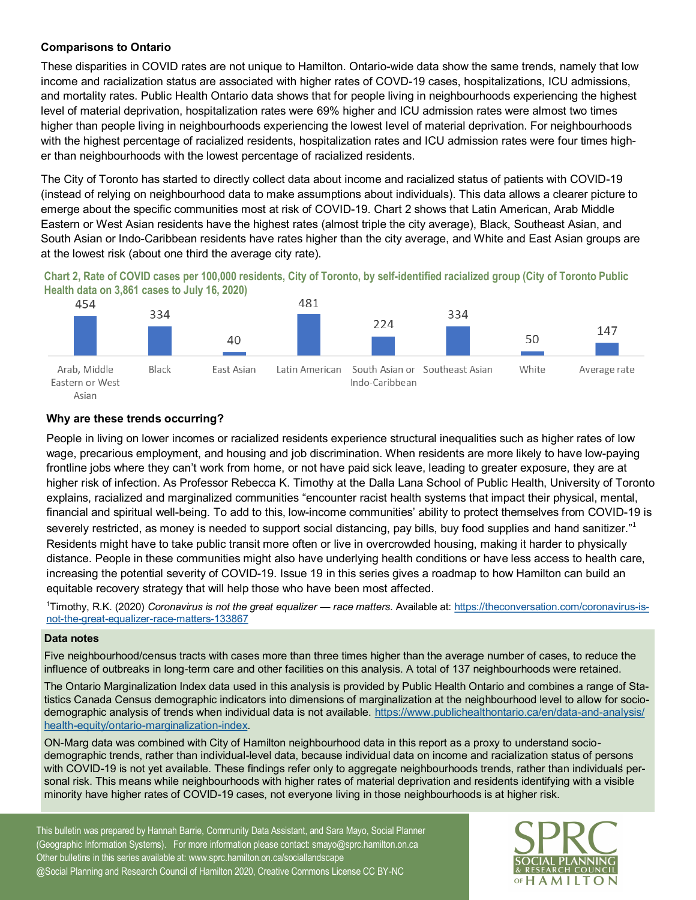**Comparisons to Ontario**

These disparities in COVID rates are not unique to Hamilton. Ontario-wide data show the same trends, namely that low income and racialization status are associated with higher rates of COVD-19 cases, hospitalizations, ICU admissions, and mortality rates. Public Health Ontario data shows that for people living in neighbourhoods experiencing the highest level of material deprivation, hospitalization rates were 69% higher and ICU admission rates were almost two times higher than people living in neighbourhoods experiencing the lowest level of material deprivation. For neighbourhoods with the highest percentage of racialized residents, hospitalization rates and ICU admission rates were four times higher than neighbourhoods with the lowest percentage of racialized residents.

The City of Toronto has started to directly collect data about income and racialized status of patients with COVID-19 (instead of relying on neighbourhood data to make assumptions about individuals). This data allows a clearer picture to emerge about the specific communities most at risk of COVID-19. Chart 2 shows that Latin American, Arab Middle Eastern or West Asian residents have the highest rates (almost triple the city average), Black, Southeast Asian, and South Asian or Indo-Caribbean residents have rates higher than the city average, and White and East Asian groups are at the lowest risk (about one third the average city rate).

**Chart 2, Rate of COVID cases per 100,000 residents, City of Toronto, by self-identified racialized group (City of Toronto Public Health data on 3,861 cases to July 16, 2020)**

Arab, Middle Eastern or West Asian: 454
Black: 334
East Asian: 40
Latin American: 481
South Asian or Indo-Caribbean: 224
Southeast Asian: 334
White: 50
Average rate: 147

**Why are these trends occurring?**

People in living on lower incomes or racialized residents experience structural inequalities such as higher rates of low wage, precarious employment, and housing and job discrimination. When residents are more likely to have low-paying frontline jobs where they can't work from home, or not have paid sick leave, leading to greater exposure, they are at higher risk of infection. As Professor Rebecca K. Timothy at the Dalla Lana School of Public Health, University of Toronto explains, racialized and marginalized communities "encounter racist health systems that impact their physical, mental, financial and spiritual well-being. To add to this, low-income communities' ability to protect themselves from COVID-19 is severely restricted, as money is needed to support social distancing, pay bills, buy food supplies and hand sanitizer."[1] Residents might have to take public transit more often or live in overcrowded housing, making it harder to physically distance. People in these communities might also have underlying health conditions or have less access to health care, increasing the potential severity of COVID-19. Issue 19 in this series gives a roadmap to how Hamilton can build an equitable recovery strategy that will help those who have been most affected.

[1]Timothy, R.K. (2020) *Coronavirus is not the great equalizer — race matters*. Available at: https://theconversation.com/coronavirus-is-not-the-great-equalizer-race-matters-133867

**Data notes**

Five neighbourhood/census tracts with cases more than three times higher than the average number of cases, to reduce the influence of outbreaks in long-term care and other facilities on this analysis. A total of 137 neighbourhoods were retained.

The Ontario Marginalization Index data used in this analysis is provided by Public Health Ontario and combines a range of Statistics Canada Census demographic indicators into dimensions of marginalization at the neighbourhood level to allow for socio-demographic analysis of trends when individual data is not available. https://www.publichealthontario.ca/en/data-and-analysis/health-equity/ontario-marginalization-index.

ON-Marg data was combined with City of Hamilton neighbourhood data in this report as a proxy to understand socio-demographic trends, rather than individual-level data, because individual data on income and racialization status of persons with COVID-19 is not yet available. These findings refer only to aggregate neighbourhoods trends, rather than individuals personal risk. This means while neighbourhoods with higher rates of material deprivation and residents identifying with a visible minority have higher rates of COVID-19 cases, not everyone living in those neighbourhoods is at higher risk.

This bulletin was prepared by Hannah Barrie, Community Data Assistant, and Sara Mayo, Social Planner (Geographic Information Systems). For more information please contact: smayo@sprc.hamilton.on.ca
Other bulletins in this series available at: www.sprc.hamilton.on.ca/sociallandscape
@Social Planning and Research Council of Hamilton 2020, Creative Commons License CC BY-NC

SPRC SOCIAL PLANNING & RESEARCH COUNCIL OF HAMILTON